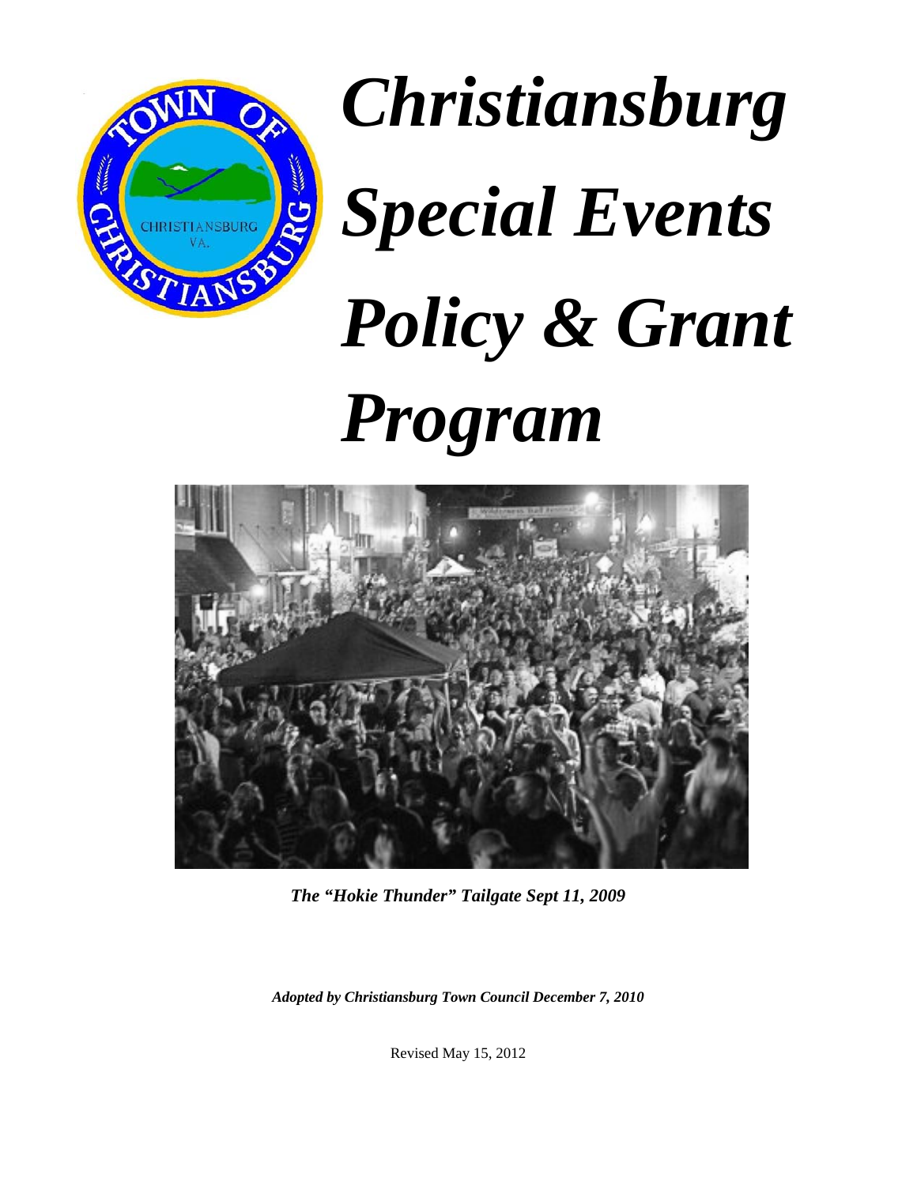# *Christiansburg Special Events Policy & Grant Program*

***The "Hokie Thunder" Tailgate Sept 11, 2009***

***Adopted by Christiansburg Town Council December 7, 2010***

Revised May 15, 2012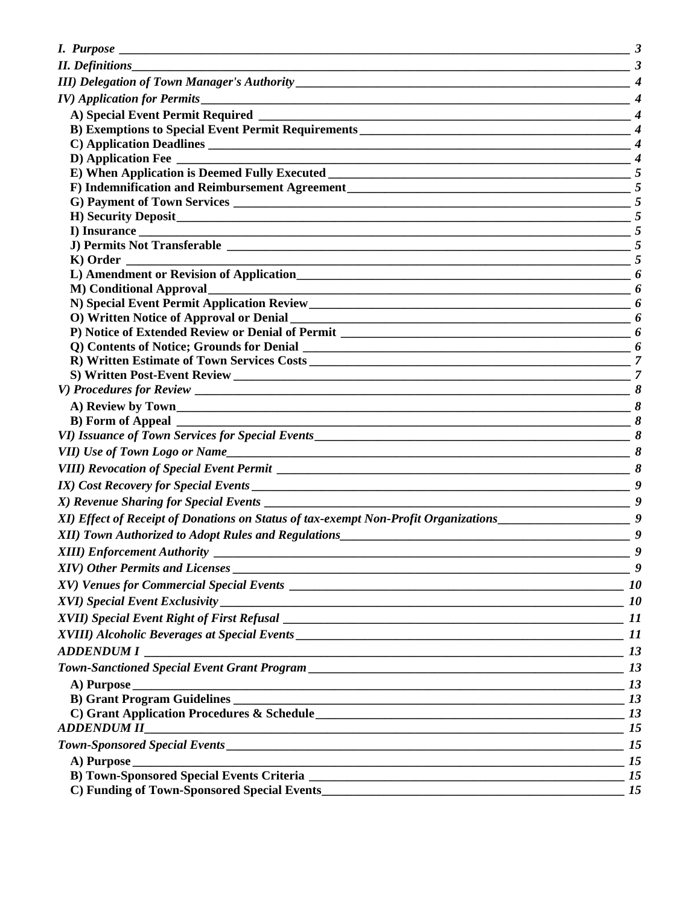*I. Purpose* 3

*II. Definitions* 3

*III) Delegation of Town Manager's Authority* 4

*IV) Application for Permits* 4

- **A) Special Event Permit Required** 4
- **B) Exemptions to Special Event Permit Requirements** 4
- **C) Application Deadlines** 4
- **D) Application Fee** 4
- **E) When Application is Deemed Fully Executed** 5
- **F) Indemnification and Reimbursement Agreement** 5
- **G) Payment of Town Services** 5
- **H) Security Deposit** 5
- **I) Insurance** 5
- **J) Permits Not Transferable** 5
- **K) Order** 5
- **L) Amendment or Revision of Application** 6
- **M) Conditional Approval** 6
- **N) Special Event Permit Application Review** 6
- **O) Written Notice of Approval or Denial** 6
- **P) Notice of Extended Review or Denial of Permit** 6
- **Q) Contents of Notice; Grounds for Denial** 6
- **R) Written Estimate of Town Services Costs** 7
- **S) Written Post-Event Review** 7

*V) Procedures for Review* 8

- **A) Review by Town** 8
- **B) Form of Appeal** 8

*VI) Issuance of Town Services for Special Events* 8

*VII) Use of Town Logo or Name* 8

*VIII) Revocation of Special Event Permit* 8

*IX) Cost Recovery for Special Events* 9

*X) Revenue Sharing for Special Events* 9

*XI) Effect of Receipt of Donations on Status of tax-exempt Non-Profit Organizations* 9

*XII) Town Authorized to Adopt Rules and Regulations* 9

*XIII) Enforcement Authority* 9

*XIV) Other Permits and Licenses* 9

*XV) Venues for Commercial Special Events* 10

*XVI) Special Event Exclusivity* 10

*XVII) Special Event Right of First Refusal* 11

*XVIII) Alcoholic Beverages at Special Events* 11

*ADDENDUM I* 13

*Town-Sanctioned Special Event Grant Program* 13

- **A) Purpose** 13
- **B) Grant Program Guidelines** 13
- **C) Grant Application Procedures & Schedule** 13

*ADDENDUM II* 15

*Town-Sponsored Special Events* 15

- **A) Purpose** 15
- **B) Town-Sponsored Special Events Criteria** 15
- **C) Funding of Town-Sponsored Special Events** 15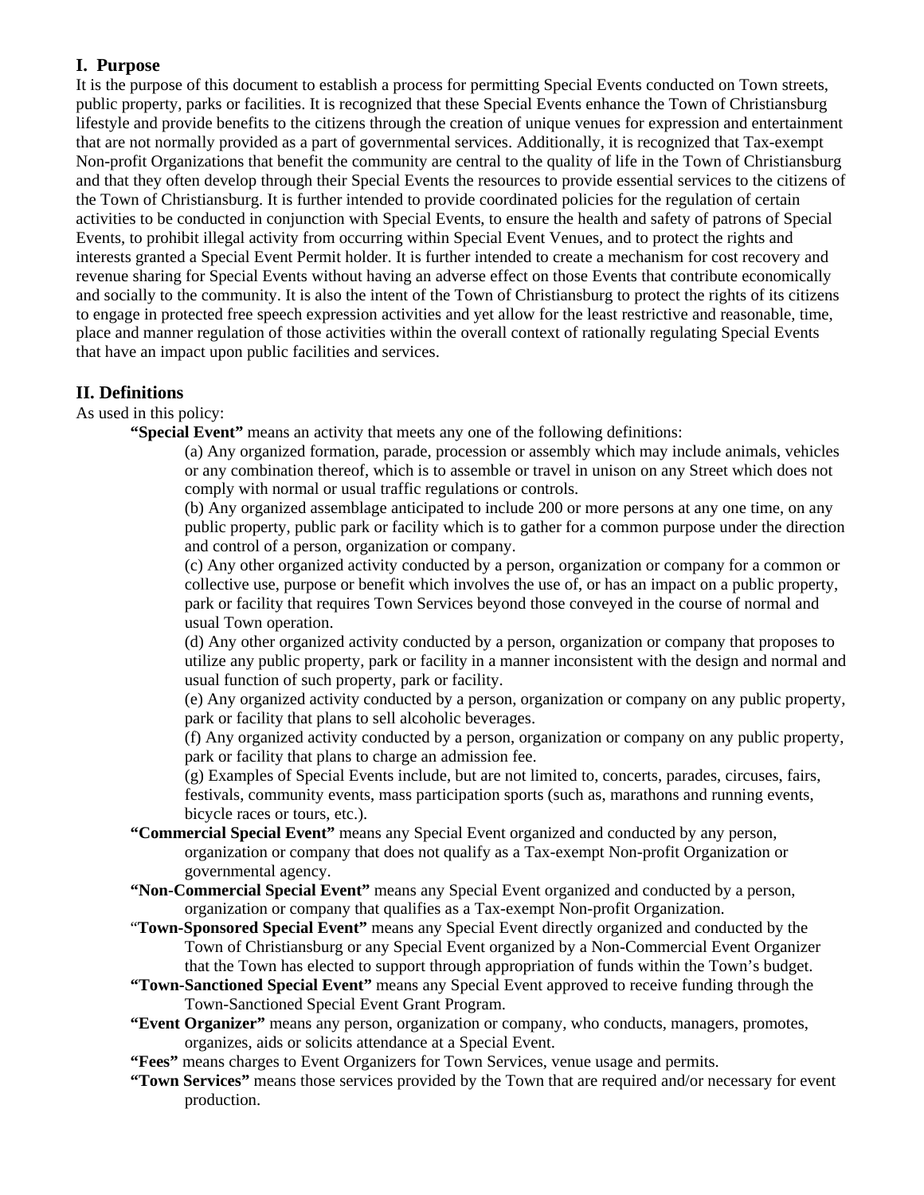## I. Purpose

It is the purpose of this document to establish a process for permitting Special Events conducted on Town streets, public property, parks or facilities. It is recognized that these Special Events enhance the Town of Christiansburg lifestyle and provide benefits to the citizens through the creation of unique venues for expression and entertainment that are not normally provided as a part of governmental services. Additionally, it is recognized that Tax-exempt Non-profit Organizations that benefit the community are central to the quality of life in the Town of Christiansburg and that they often develop through their Special Events the resources to provide essential services to the citizens of the Town of Christiansburg. It is further intended to provide coordinated policies for the regulation of certain activities to be conducted in conjunction with Special Events, to ensure the health and safety of patrons of Special Events, to prohibit illegal activity from occurring within Special Event Venues, and to protect the rights and interests granted a Special Event Permit holder. It is further intended to create a mechanism for cost recovery and revenue sharing for Special Events without having an adverse effect on those Events that contribute economically and socially to the community. It is also the intent of the Town of Christiansburg to protect the rights of its citizens to engage in protected free speech expression activities and yet allow for the least restrictive and reasonable, time, place and manner regulation of those activities within the overall context of rationally regulating Special Events that have an impact upon public facilities and services.

## II. Definitions

As used in this policy:

**"Special Event"** means an activity that meets any one of the following definitions:

(a) Any organized formation, parade, procession or assembly which may include animals, vehicles or any combination thereof, which is to assemble or travel in unison on any Street which does not comply with normal or usual traffic regulations or controls.

(b) Any organized assemblage anticipated to include 200 or more persons at any one time, on any public property, public park or facility which is to gather for a common purpose under the direction and control of a person, organization or company.

(c) Any other organized activity conducted by a person, organization or company for a common or collective use, purpose or benefit which involves the use of, or has an impact on a public property, park or facility that requires Town Services beyond those conveyed in the course of normal and usual Town operation.

(d) Any other organized activity conducted by a person, organization or company that proposes to utilize any public property, park or facility in a manner inconsistent with the design and normal and usual function of such property, park or facility.

(e) Any organized activity conducted by a person, organization or company on any public property, park or facility that plans to sell alcoholic beverages.

(f) Any organized activity conducted by a person, organization or company on any public property, park or facility that plans to charge an admission fee.

(g) Examples of Special Events include, but are not limited to, concerts, parades, circuses, fairs, festivals, community events, mass participation sports (such as, marathons and running events, bicycle races or tours, etc.).

**"Commercial Special Event"** means any Special Event organized and conducted by any person, organization or company that does not qualify as a Tax-exempt Non-profit Organization or governmental agency.

**"Non-Commercial Special Event"** means any Special Event organized and conducted by a person, organization or company that qualifies as a Tax-exempt Non-profit Organization.

**"Town-Sponsored Special Event"** means any Special Event directly organized and conducted by the Town of Christiansburg or any Special Event organized by a Non-Commercial Event Organizer that the Town has elected to support through appropriation of funds within the Town's budget.

**"Town-Sanctioned Special Event"** means any Special Event approved to receive funding through the Town-Sanctioned Special Event Grant Program.

**"Event Organizer"** means any person, organization or company, who conducts, managers, promotes, organizes, aids or solicits attendance at a Special Event.

**"Fees"** means charges to Event Organizers for Town Services, venue usage and permits.

**"Town Services"** means those services provided by the Town that are required and/or necessary for event production.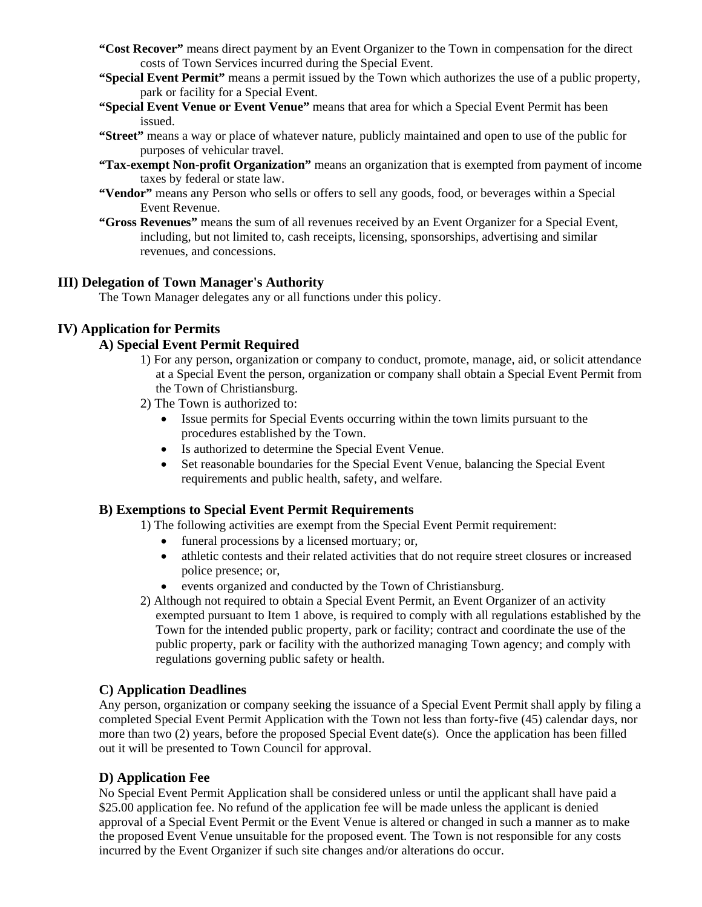**"Cost Recover"** means direct payment by an Event Organizer to the Town in compensation for the direct costs of Town Services incurred during the Special Event.

**"Special Event Permit"** means a permit issued by the Town which authorizes the use of a public property, park or facility for a Special Event.

**"Special Event Venue or Event Venue"** means that area for which a Special Event Permit has been issued.

**"Street"** means a way or place of whatever nature, publicly maintained and open to use of the public for purposes of vehicular travel.

**"Tax-exempt Non-profit Organization"** means an organization that is exempted from payment of income taxes by federal or state law.

**"Vendor"** means any Person who sells or offers to sell any goods, food, or beverages within a Special Event Revenue.

**"Gross Revenues"** means the sum of all revenues received by an Event Organizer for a Special Event, including, but not limited to, cash receipts, licensing, sponsorships, advertising and similar revenues, and concessions.

## III) Delegation of Town Manager's Authority

The Town Manager delegates any or all functions under this policy.

## IV) Application for Permits

### A) Special Event Permit Required

1) For any person, organization or company to conduct, promote, manage, aid, or solicit attendance at a Special Event the person, organization or company shall obtain a Special Event Permit from the Town of Christiansburg.

2) The Town is authorized to:
   - Issue permits for Special Events occurring within the town limits pursuant to the procedures established by the Town.
   - Is authorized to determine the Special Event Venue.
   - Set reasonable boundaries for the Special Event Venue, balancing the Special Event requirements and public health, safety, and welfare.

### B) Exemptions to Special Event Permit Requirements

1) The following activities are exempt from the Special Event Permit requirement:
   - funeral processions by a licensed mortuary; or,
   - athletic contests and their related activities that do not require street closures or increased police presence; or,
   - events organized and conducted by the Town of Christiansburg.

2) Although not required to obtain a Special Event Permit, an Event Organizer of an activity exempted pursuant to Item 1 above, is required to comply with all regulations established by the Town for the intended public property, park or facility; contract and coordinate the use of the public property, park or facility with the authorized managing Town agency; and comply with regulations governing public safety or health.

### C) Application Deadlines

Any person, organization or company seeking the issuance of a Special Event Permit shall apply by filing a completed Special Event Permit Application with the Town not less than forty-five (45) calendar days, nor more than two (2) years, before the proposed Special Event date(s). Once the application has been filled out it will be presented to Town Council for approval.

### D) Application Fee

No Special Event Permit Application shall be considered unless or until the applicant shall have paid a $25.00 application fee. No refund of the application fee will be made unless the applicant is denied approval of a Special Event Permit or the Event Venue is altered or changed in such a manner as to make the proposed Event Venue unsuitable for the proposed event. The Town is not responsible for any costs incurred by the Event Organizer if such site changes and/or alterations do occur.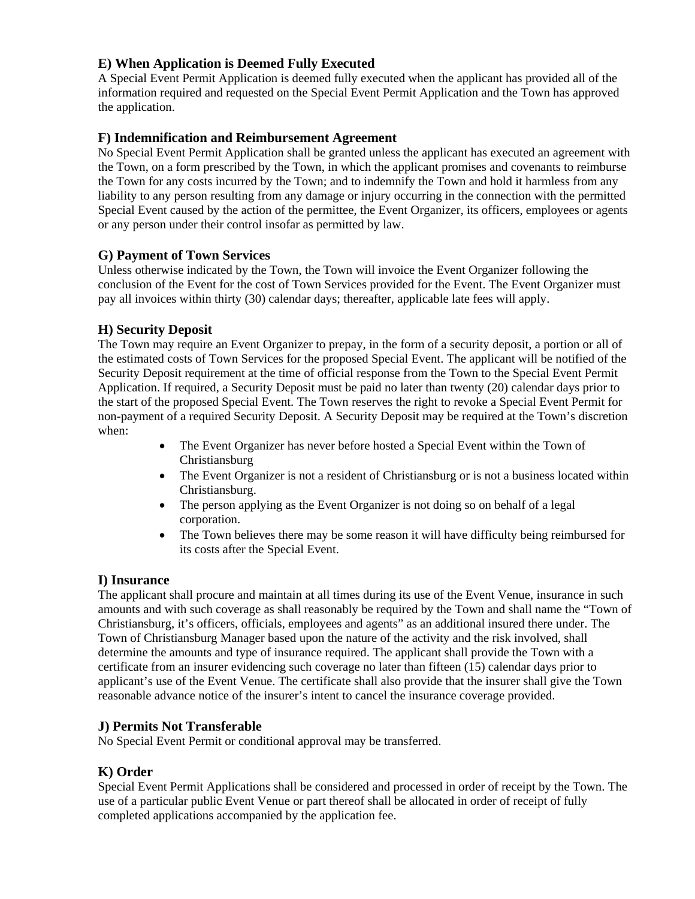### E) When Application is Deemed Fully Executed

A Special Event Permit Application is deemed fully executed when the applicant has provided all of the information required and requested on the Special Event Permit Application and the Town has approved the application.

### F) Indemnification and Reimbursement Agreement

No Special Event Permit Application shall be granted unless the applicant has executed an agreement with the Town, on a form prescribed by the Town, in which the applicant promises and covenants to reimburse the Town for any costs incurred by the Town; and to indemnify the Town and hold it harmless from any liability to any person resulting from any damage or injury occurring in the connection with the permitted Special Event caused by the action of the permittee, the Event Organizer, its officers, employees or agents or any person under their control insofar as permitted by law.

### G) Payment of Town Services

Unless otherwise indicated by the Town, the Town will invoice the Event Organizer following the conclusion of the Event for the cost of Town Services provided for the Event. The Event Organizer must pay all invoices within thirty (30) calendar days; thereafter, applicable late fees will apply.

### H) Security Deposit

The Town may require an Event Organizer to prepay, in the form of a security deposit, a portion or all of the estimated costs of Town Services for the proposed Special Event. The applicant will be notified of the Security Deposit requirement at the time of official response from the Town to the Special Event Permit Application. If required, a Security Deposit must be paid no later than twenty (20) calendar days prior to the start of the proposed Special Event. The Town reserves the right to revoke a Special Event Permit for non-payment of a required Security Deposit. A Security Deposit may be required at the Town's discretion when:

- The Event Organizer has never before hosted a Special Event within the Town of Christiansburg
- The Event Organizer is not a resident of Christiansburg or is not a business located within Christiansburg.
- The person applying as the Event Organizer is not doing so on behalf of a legal corporation.
- The Town believes there may be some reason it will have difficulty being reimbursed for its costs after the Special Event.

### I) Insurance

The applicant shall procure and maintain at all times during its use of the Event Venue, insurance in such amounts and with such coverage as shall reasonably be required by the Town and shall name the "Town of Christiansburg, it's officers, officials, employees and agents" as an additional insured there under. The Town of Christiansburg Manager based upon the nature of the activity and the risk involved, shall determine the amounts and type of insurance required. The applicant shall provide the Town with a certificate from an insurer evidencing such coverage no later than fifteen (15) calendar days prior to applicant's use of the Event Venue. The certificate shall also provide that the insurer shall give the Town reasonable advance notice of the insurer's intent to cancel the insurance coverage provided.

### J) Permits Not Transferable

No Special Event Permit or conditional approval may be transferred.

### K) Order

Special Event Permit Applications shall be considered and processed in order of receipt by the Town. The use of a particular public Event Venue or part thereof shall be allocated in order of receipt of fully completed applications accompanied by the application fee.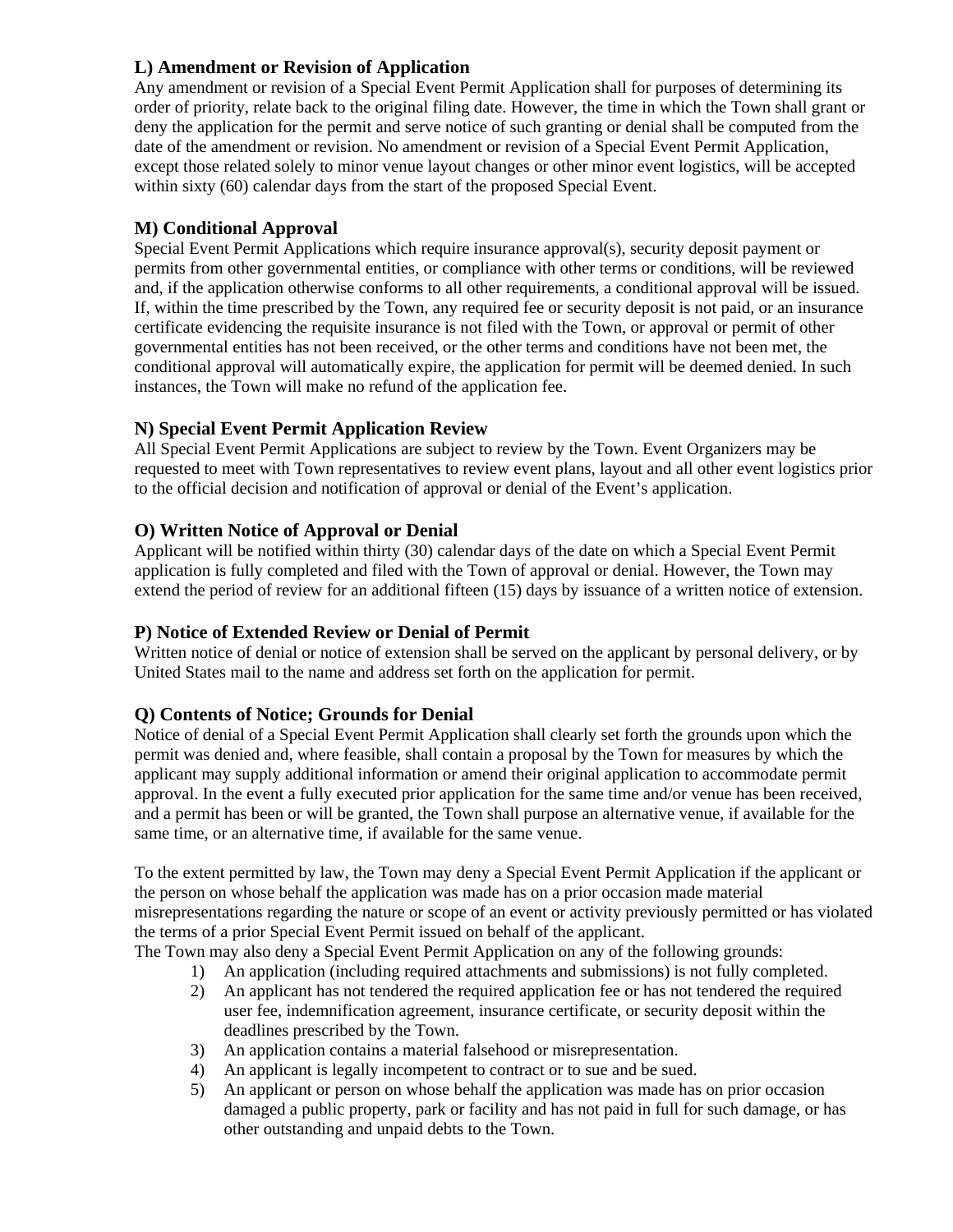### L) Amendment or Revision of Application

Any amendment or revision of a Special Event Permit Application shall for purposes of determining its order of priority, relate back to the original filing date. However, the time in which the Town shall grant or deny the application for the permit and serve notice of such granting or denial shall be computed from the date of the amendment or revision. No amendment or revision of a Special Event Permit Application, except those related solely to minor venue layout changes or other minor event logistics, will be accepted within sixty (60) calendar days from the start of the proposed Special Event.

### M) Conditional Approval

Special Event Permit Applications which require insurance approval(s), security deposit payment or permits from other governmental entities, or compliance with other terms or conditions, will be reviewed and, if the application otherwise conforms to all other requirements, a conditional approval will be issued. If, within the time prescribed by the Town, any required fee or security deposit is not paid, or an insurance certificate evidencing the requisite insurance is not filed with the Town, or approval or permit of other governmental entities has not been received, or the other terms and conditions have not been met, the conditional approval will automatically expire, the application for permit will be deemed denied. In such instances, the Town will make no refund of the application fee.

### N) Special Event Permit Application Review

All Special Event Permit Applications are subject to review by the Town. Event Organizers may be requested to meet with Town representatives to review event plans, layout and all other event logistics prior to the official decision and notification of approval or denial of the Event's application.

### O) Written Notice of Approval or Denial

Applicant will be notified within thirty (30) calendar days of the date on which a Special Event Permit application is fully completed and filed with the Town of approval or denial. However, the Town may extend the period of review for an additional fifteen (15) days by issuance of a written notice of extension.

### P) Notice of Extended Review or Denial of Permit

Written notice of denial or notice of extension shall be served on the applicant by personal delivery, or by United States mail to the name and address set forth on the application for permit.

### Q) Contents of Notice; Grounds for Denial

Notice of denial of a Special Event Permit Application shall clearly set forth the grounds upon which the permit was denied and, where feasible, shall contain a proposal by the Town for measures by which the applicant may supply additional information or amend their original application to accommodate permit approval. In the event a fully executed prior application for the same time and/or venue has been received, and a permit has been or will be granted, the Town shall purpose an alternative venue, if available for the same time, or an alternative time, if available for the same venue.

To the extent permitted by law, the Town may deny a Special Event Permit Application if the applicant or the person on whose behalf the application was made has on a prior occasion made material misrepresentations regarding the nature or scope of an event or activity previously permitted or has violated the terms of a prior Special Event Permit issued on behalf of the applicant.
The Town may also deny a Special Event Permit Application on any of the following grounds:

1) An application (including required attachments and submissions) is not fully completed.
2) An applicant has not tendered the required application fee or has not tendered the required user fee, indemnification agreement, insurance certificate, or security deposit within the deadlines prescribed by the Town.
3) An application contains a material falsehood or misrepresentation.
4) An applicant is legally incompetent to contract or to sue and be sued.
5) An applicant or person on whose behalf the application was made has on prior occasion damaged a public property, park or facility and has not paid in full for such damage, or has other outstanding and unpaid debts to the Town.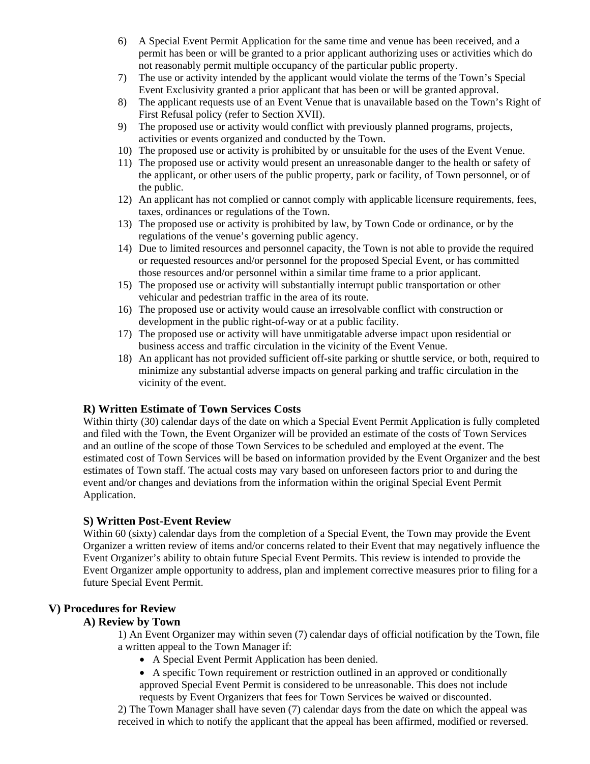6) A Special Event Permit Application for the same time and venue has been received, and a permit has been or will be granted to a prior applicant authorizing uses or activities which do not reasonably permit multiple occupancy of the particular public property.
7) The use or activity intended by the applicant would violate the terms of the Town's Special Event Exclusivity granted a prior applicant that has been or will be granted approval.
8) The applicant requests use of an Event Venue that is unavailable based on the Town's Right of First Refusal policy (refer to Section XVII).
9) The proposed use or activity would conflict with previously planned programs, projects, activities or events organized and conducted by the Town.
10) The proposed use or activity is prohibited by or unsuitable for the uses of the Event Venue.
11) The proposed use or activity would present an unreasonable danger to the health or safety of the applicant, or other users of the public property, park or facility, of Town personnel, or of the public.
12) An applicant has not complied or cannot comply with applicable licensure requirements, fees, taxes, ordinances or regulations of the Town.
13) The proposed use or activity is prohibited by law, by Town Code or ordinance, or by the regulations of the venue's governing public agency.
14) Due to limited resources and personnel capacity, the Town is not able to provide the required or requested resources and/or personnel for the proposed Special Event, or has committed those resources and/or personnel within a similar time frame to a prior applicant.
15) The proposed use or activity will substantially interrupt public transportation or other vehicular and pedestrian traffic in the area of its route.
16) The proposed use or activity would cause an irresolvable conflict with construction or development in the public right-of-way or at a public facility.
17) The proposed use or activity will have unmitigatable adverse impact upon residential or business access and traffic circulation in the vicinity of the Event Venue.
18) An applicant has not provided sufficient off-site parking or shuttle service, or both, required to minimize any substantial adverse impacts on general parking and traffic circulation in the vicinity of the event.

### R) Written Estimate of Town Services Costs

Within thirty (30) calendar days of the date on which a Special Event Permit Application is fully completed and filed with the Town, the Event Organizer will be provided an estimate of the costs of Town Services and an outline of the scope of those Town Services to be scheduled and employed at the event. The estimated cost of Town Services will be based on information provided by the Event Organizer and the best estimates of Town staff. The actual costs may vary based on unforeseen factors prior to and during the event and/or changes and deviations from the information within the original Special Event Permit Application.

### S) Written Post-Event Review

Within 60 (sixty) calendar days from the completion of a Special Event, the Town may provide the Event Organizer a written review of items and/or concerns related to their Event that may negatively influence the Event Organizer's ability to obtain future Special Event Permits. This review is intended to provide the Event Organizer ample opportunity to address, plan and implement corrective measures prior to filing for a future Special Event Permit.

## V) Procedures for Review

### A) Review by Town

1) An Event Organizer may within seven (7) calendar days of official notification by the Town, file a written appeal to the Town Manager if:

- A Special Event Permit Application has been denied.
- A specific Town requirement or restriction outlined in an approved or conditionally approved Special Event Permit is considered to be unreasonable. This does not include requests by Event Organizers that fees for Town Services be waived or discounted.

2) The Town Manager shall have seven (7) calendar days from the date on which the appeal was received in which to notify the applicant that the appeal has been affirmed, modified or reversed.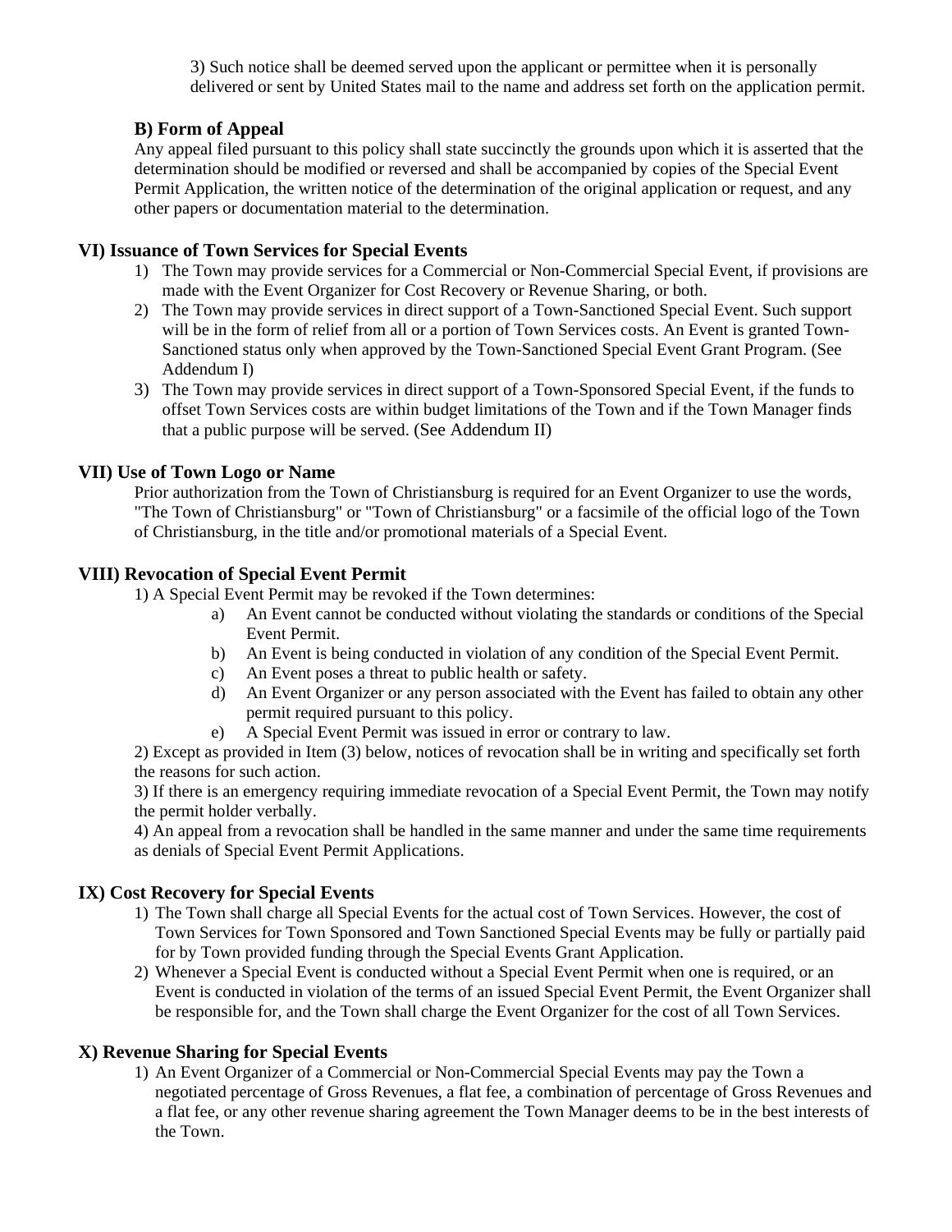3) Such notice shall be deemed served upon the applicant or permittee when it is personally delivered or sent by United States mail to the name and address set forth on the application permit.

### B) Form of Appeal

Any appeal filed pursuant to this policy shall state succinctly the grounds upon which it is asserted that the determination should be modified or reversed and shall be accompanied by copies of the Special Event Permit Application, the written notice of the determination of the original application or request, and any other papers or documentation material to the determination.

## VI) Issuance of Town Services for Special Events

1) The Town may provide services for a Commercial or Non-Commercial Special Event, if provisions are made with the Event Organizer for Cost Recovery or Revenue Sharing, or both.
2) The Town may provide services in direct support of a Town-Sanctioned Special Event. Such support will be in the form of relief from all or a portion of Town Services costs. An Event is granted Town-Sanctioned status only when approved by the Town-Sanctioned Special Event Grant Program. (See Addendum I)
3) The Town may provide services in direct support of a Town-Sponsored Special Event, if the funds to offset Town Services costs are within budget limitations of the Town and if the Town Manager finds that a public purpose will be served. (See Addendum II)

## VII) Use of Town Logo or Name

Prior authorization from the Town of Christiansburg is required for an Event Organizer to use the words, "The Town of Christiansburg" or "Town of Christiansburg" or a facsimile of the official logo of the Town of Christiansburg, in the title and/or promotional materials of a Special Event.

## VIII) Revocation of Special Event Permit

1) A Special Event Permit may be revoked if the Town determines:

   a) An Event cannot be conducted without violating the standards or conditions of the Special Event Permit.
   b) An Event is being conducted in violation of any condition of the Special Event Permit.
   c) An Event poses a threat to public health or safety.
   d) An Event Organizer or any person associated with the Event has failed to obtain any other permit required pursuant to this policy.
   e) A Special Event Permit was issued in error or contrary to law.

2) Except as provided in Item (3) below, notices of revocation shall be in writing and specifically set forth the reasons for such action.

3) If there is an emergency requiring immediate revocation of a Special Event Permit, the Town may notify the permit holder verbally.

4) An appeal from a revocation shall be handled in the same manner and under the same time requirements as denials of Special Event Permit Applications.

## IX) Cost Recovery for Special Events

1) The Town shall charge all Special Events for the actual cost of Town Services. However, the cost of Town Services for Town Sponsored and Town Sanctioned Special Events may be fully or partially paid for by Town provided funding through the Special Events Grant Application.
2) Whenever a Special Event is conducted without a Special Event Permit when one is required, or an Event is conducted in violation of the terms of an issued Special Event Permit, the Event Organizer shall be responsible for, and the Town shall charge the Event Organizer for the cost of all Town Services.

## X) Revenue Sharing for Special Events

1) An Event Organizer of a Commercial or Non-Commercial Special Events may pay the Town a negotiated percentage of Gross Revenues, a flat fee, a combination of percentage of Gross Revenues and a flat fee, or any other revenue sharing agreement the Town Manager deems to be in the best interests of the Town.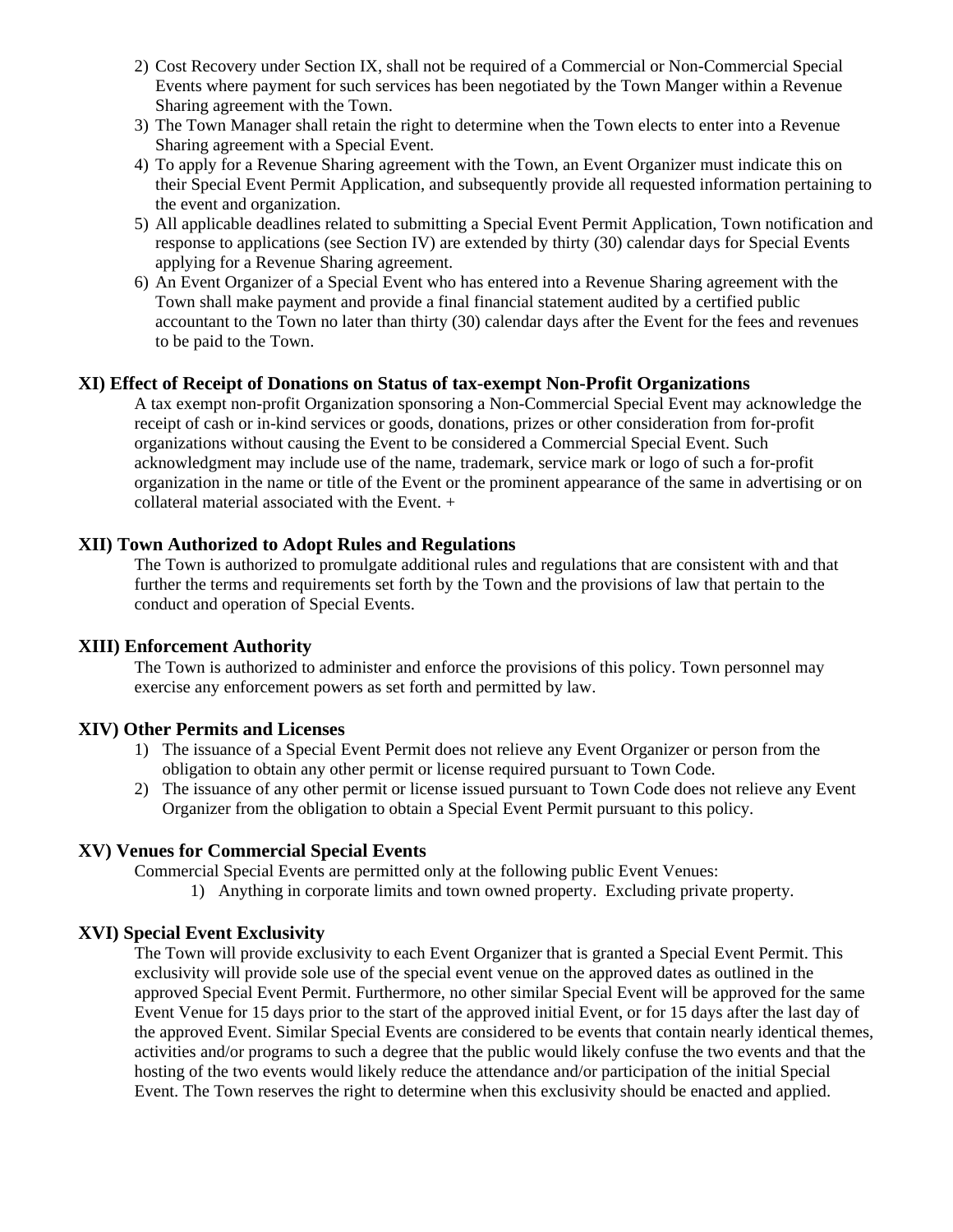2) Cost Recovery under Section IX, shall not be required of a Commercial or Non-Commercial Special Events where payment for such services has been negotiated by the Town Manger within a Revenue Sharing agreement with the Town.
3) The Town Manager shall retain the right to determine when the Town elects to enter into a Revenue Sharing agreement with a Special Event.
4) To apply for a Revenue Sharing agreement with the Town, an Event Organizer must indicate this on their Special Event Permit Application, and subsequently provide all requested information pertaining to the event and organization.
5) All applicable deadlines related to submitting a Special Event Permit Application, Town notification and response to applications (see Section IV) are extended by thirty (30) calendar days for Special Events applying for a Revenue Sharing agreement.
6) An Event Organizer of a Special Event who has entered into a Revenue Sharing agreement with the Town shall make payment and provide a final financial statement audited by a certified public accountant to the Town no later than thirty (30) calendar days after the Event for the fees and revenues to be paid to the Town.

## XI) Effect of Receipt of Donations on Status of tax-exempt Non-Profit Organizations

A tax exempt non-profit Organization sponsoring a Non-Commercial Special Event may acknowledge the receipt of cash or in-kind services or goods, donations, prizes or other consideration from for-profit organizations without causing the Event to be considered a Commercial Special Event. Such acknowledgment may include use of the name, trademark, service mark or logo of such a for-profit organization in the name or title of the Event or the prominent appearance of the same in advertising or on collateral material associated with the Event. +

## XII) Town Authorized to Adopt Rules and Regulations

The Town is authorized to promulgate additional rules and regulations that are consistent with and that further the terms and requirements set forth by the Town and the provisions of law that pertain to the conduct and operation of Special Events.

## XIII) Enforcement Authority

The Town is authorized to administer and enforce the provisions of this policy. Town personnel may exercise any enforcement powers as set forth and permitted by law.

## XIV) Other Permits and Licenses

1) The issuance of a Special Event Permit does not relieve any Event Organizer or person from the obligation to obtain any other permit or license required pursuant to Town Code.
2) The issuance of any other permit or license issued pursuant to Town Code does not relieve any Event Organizer from the obligation to obtain a Special Event Permit pursuant to this policy.

## XV) Venues for Commercial Special Events

Commercial Special Events are permitted only at the following public Event Venues:

1) Anything in corporate limits and town owned property. Excluding private property.

## XVI) Special Event Exclusivity

The Town will provide exclusivity to each Event Organizer that is granted a Special Event Permit. This exclusivity will provide sole use of the special event venue on the approved dates as outlined in the approved Special Event Permit. Furthermore, no other similar Special Event will be approved for the same Event Venue for 15 days prior to the start of the approved initial Event, or for 15 days after the last day of the approved Event. Similar Special Events are considered to be events that contain nearly identical themes, activities and/or programs to such a degree that the public would likely confuse the two events and that the hosting of the two events would likely reduce the attendance and/or participation of the initial Special Event. The Town reserves the right to determine when this exclusivity should be enacted and applied.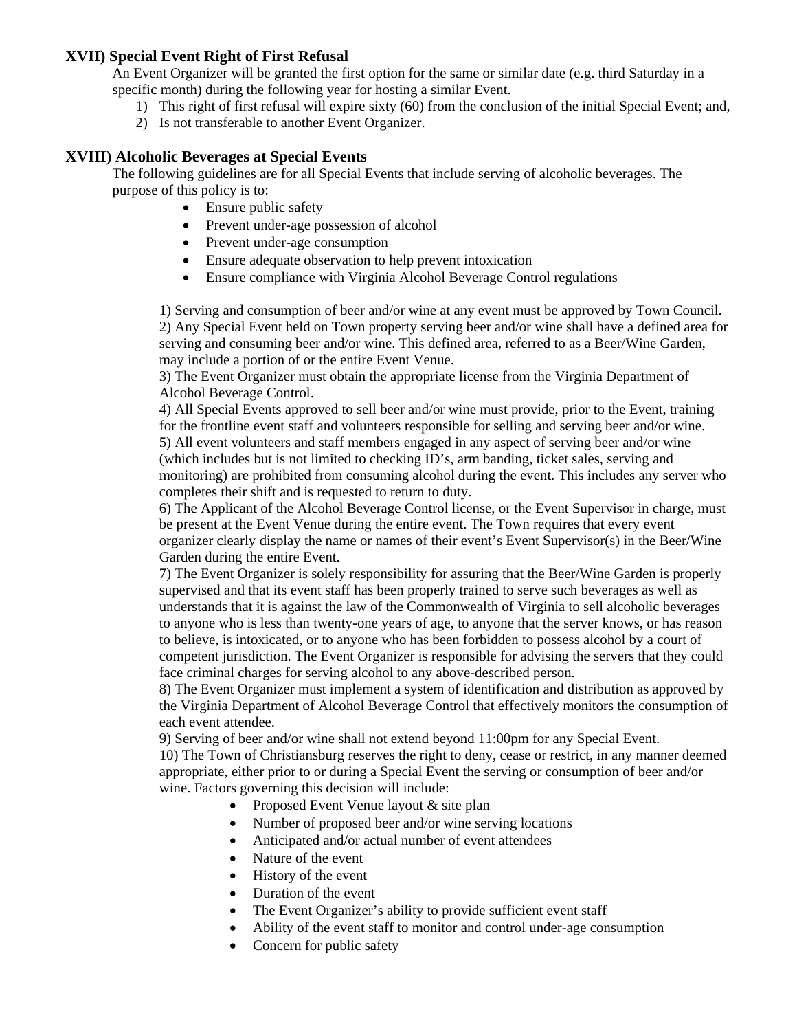## XVII) Special Event Right of First Refusal

An Event Organizer will be granted the first option for the same or similar date (e.g. third Saturday in a specific month) during the following year for hosting a similar Event.

1) This right of first refusal will expire sixty (60) from the conclusion of the initial Special Event; and,
2) Is not transferable to another Event Organizer.

## XVIII) Alcoholic Beverages at Special Events

The following guidelines are for all Special Events that include serving of alcoholic beverages. The purpose of this policy is to:

- Ensure public safety
- Prevent under-age possession of alcohol
- Prevent under-age consumption
- Ensure adequate observation to help prevent intoxication
- Ensure compliance with Virginia Alcohol Beverage Control regulations

1) Serving and consumption of beer and/or wine at any event must be approved by Town Council.
2) Any Special Event held on Town property serving beer and/or wine shall have a defined area for serving and consuming beer and/or wine. This defined area, referred to as a Beer/Wine Garden, may include a portion of or the entire Event Venue.
3) The Event Organizer must obtain the appropriate license from the Virginia Department of Alcohol Beverage Control.
4) All Special Events approved to sell beer and/or wine must provide, prior to the Event, training for the frontline event staff and volunteers responsible for selling and serving beer and/or wine.
5) All event volunteers and staff members engaged in any aspect of serving beer and/or wine (which includes but is not limited to checking ID's, arm banding, ticket sales, serving and monitoring) are prohibited from consuming alcohol during the event. This includes any server who completes their shift and is requested to return to duty.
6) The Applicant of the Alcohol Beverage Control license, or the Event Supervisor in charge, must be present at the Event Venue during the entire event. The Town requires that every event organizer clearly display the name or names of their event's Event Supervisor(s) in the Beer/Wine Garden during the entire Event.
7) The Event Organizer is solely responsibility for assuring that the Beer/Wine Garden is properly supervised and that its event staff has been properly trained to serve such beverages as well as understands that it is against the law of the Commonwealth of Virginia to sell alcoholic beverages to anyone who is less than twenty-one years of age, to anyone that the server knows, or has reason to believe, is intoxicated, or to anyone who has been forbidden to possess alcohol by a court of competent jurisdiction. The Event Organizer is responsible for advising the servers that they could face criminal charges for serving alcohol to any above-described person.
8) The Event Organizer must implement a system of identification and distribution as approved by the Virginia Department of Alcohol Beverage Control that effectively monitors the consumption of each event attendee.
9) Serving of beer and/or wine shall not extend beyond 11:00pm for any Special Event.
10) The Town of Christiansburg reserves the right to deny, cease or restrict, in any manner deemed appropriate, either prior to or during a Special Event the serving or consumption of beer and/or wine. Factors governing this decision will include:
    - Proposed Event Venue layout & site plan
    - Number of proposed beer and/or wine serving locations
    - Anticipated and/or actual number of event attendees
    - Nature of the event
    - History of the event
    - Duration of the event
    - The Event Organizer's ability to provide sufficient event staff
    - Ability of the event staff to monitor and control under-age consumption
    - Concern for public safety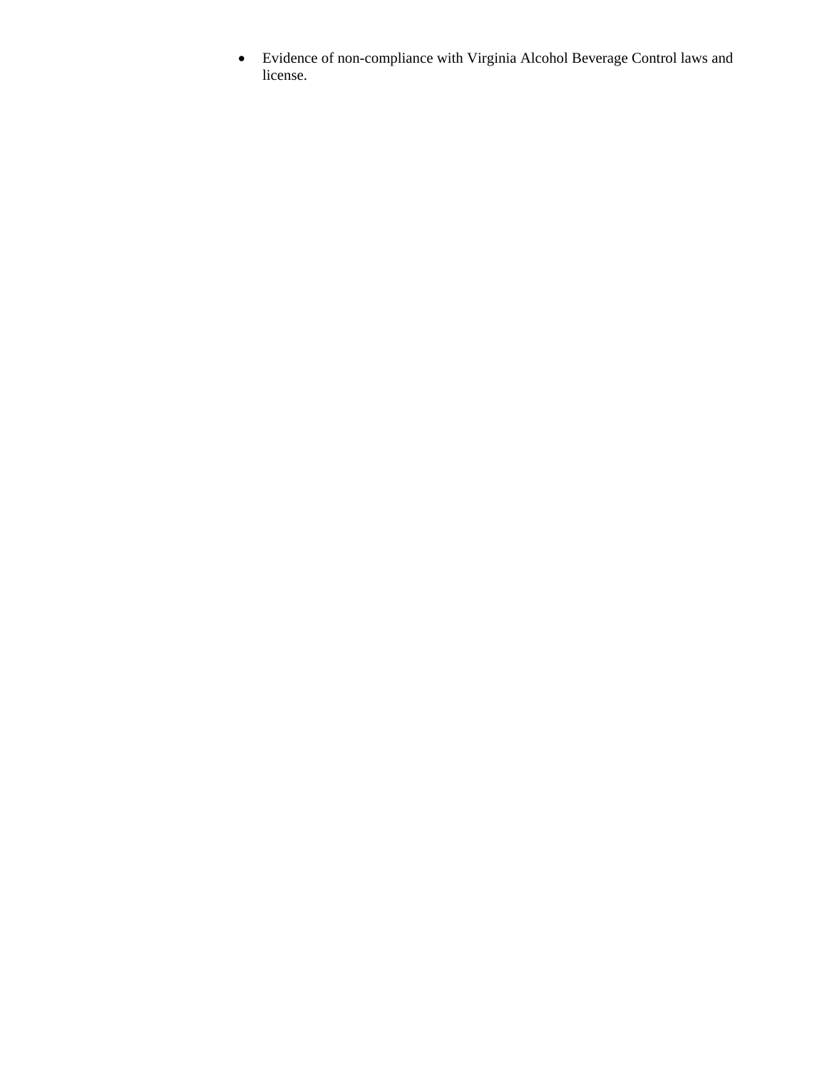- Evidence of non-compliance with Virginia Alcohol Beverage Control laws and license.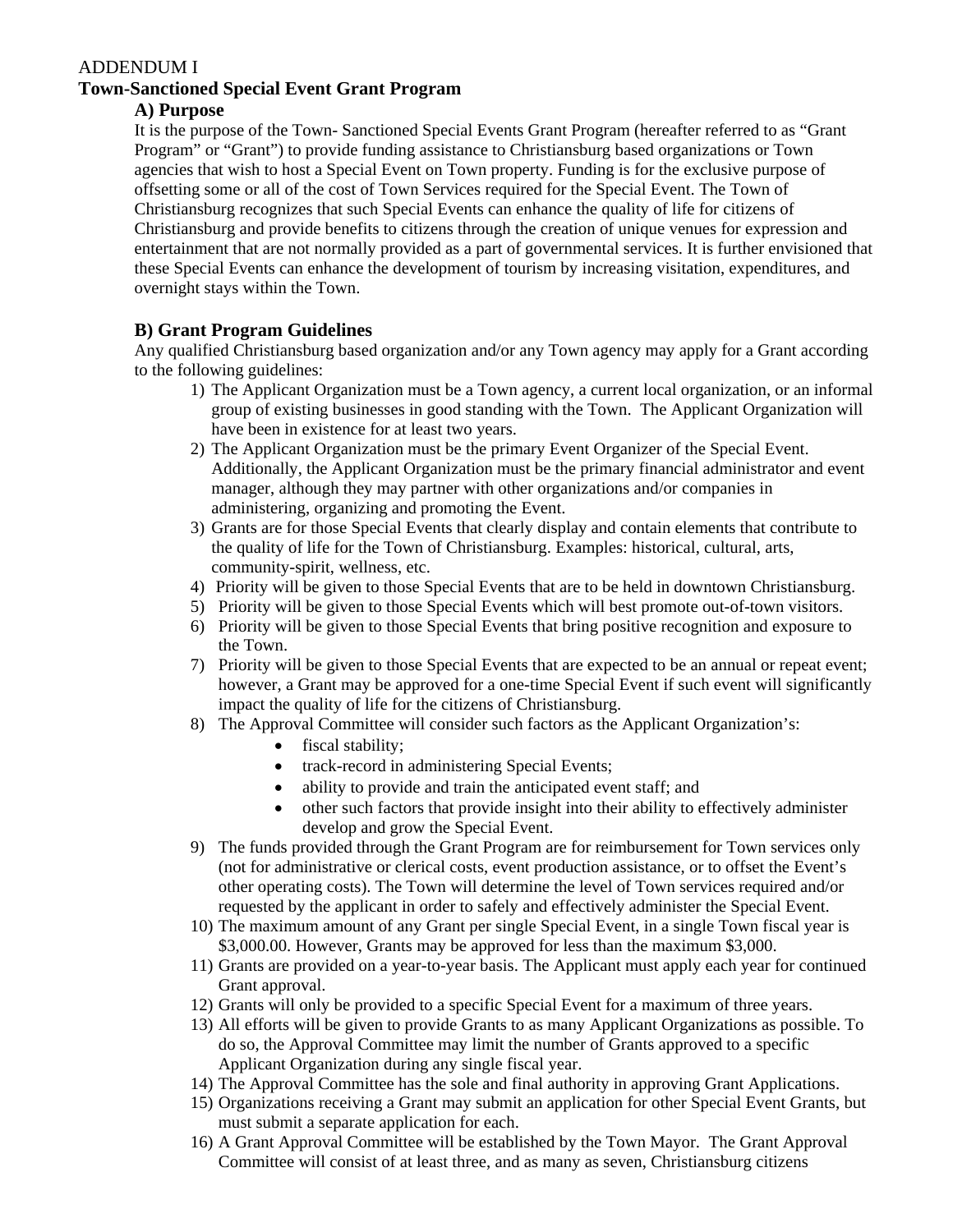ADDENDUM I

## Town-Sanctioned Special Event Grant Program

### A) Purpose

It is the purpose of the Town- Sanctioned Special Events Grant Program (hereafter referred to as "Grant Program" or "Grant") to provide funding assistance to Christiansburg based organizations or Town agencies that wish to host a Special Event on Town property. Funding is for the exclusive purpose of offsetting some or all of the cost of Town Services required for the Special Event. The Town of Christiansburg recognizes that such Special Events can enhance the quality of life for citizens of Christiansburg and provide benefits to citizens through the creation of unique venues for expression and entertainment that are not normally provided as a part of governmental services. It is further envisioned that these Special Events can enhance the development of tourism by increasing visitation, expenditures, and overnight stays within the Town.

### B) Grant Program Guidelines

Any qualified Christiansburg based organization and/or any Town agency may apply for a Grant according to the following guidelines:

1) The Applicant Organization must be a Town agency, a current local organization, or an informal group of existing businesses in good standing with the Town. The Applicant Organization will have been in existence for at least two years.
2) The Applicant Organization must be the primary Event Organizer of the Special Event. Additionally, the Applicant Organization must be the primary financial administrator and event manager, although they may partner with other organizations and/or companies in administering, organizing and promoting the Event.
3) Grants are for those Special Events that clearly display and contain elements that contribute to the quality of life for the Town of Christiansburg. Examples: historical, cultural, arts, community-spirit, wellness, etc.
4) Priority will be given to those Special Events that are to be held in downtown Christiansburg.
5) Priority will be given to those Special Events which will best promote out-of-town visitors.
6) Priority will be given to those Special Events that bring positive recognition and exposure to the Town.
7) Priority will be given to those Special Events that are expected to be an annual or repeat event; however, a Grant may be approved for a one-time Special Event if such event will significantly impact the quality of life for the citizens of Christiansburg.
8) The Approval Committee will consider such factors as the Applicant Organization's:
   - fiscal stability;
   - track-record in administering Special Events;
   - ability to provide and train the anticipated event staff; and
   - other such factors that provide insight into their ability to effectively administer develop and grow the Special Event.
9) The funds provided through the Grant Program are for reimbursement for Town services only (not for administrative or clerical costs, event production assistance, or to offset the Event's other operating costs). The Town will determine the level of Town services required and/or requested by the applicant in order to safely and effectively administer the Special Event.
10) The maximum amount of any Grant per single Special Event, in a single Town fiscal year is $3,000.00. However, Grants may be approved for less than the maximum $3,000.
11) Grants are provided on a year-to-year basis. The Applicant must apply each year for continued Grant approval.
12) Grants will only be provided to a specific Special Event for a maximum of three years.
13) All efforts will be given to provide Grants to as many Applicant Organizations as possible. To do so, the Approval Committee may limit the number of Grants approved to a specific Applicant Organization during any single fiscal year.
14) The Approval Committee has the sole and final authority in approving Grant Applications.
15) Organizations receiving a Grant may submit an application for other Special Event Grants, but must submit a separate application for each.
16) A Grant Approval Committee will be established by the Town Mayor. The Grant Approval Committee will consist of at least three, and as many as seven, Christiansburg citizens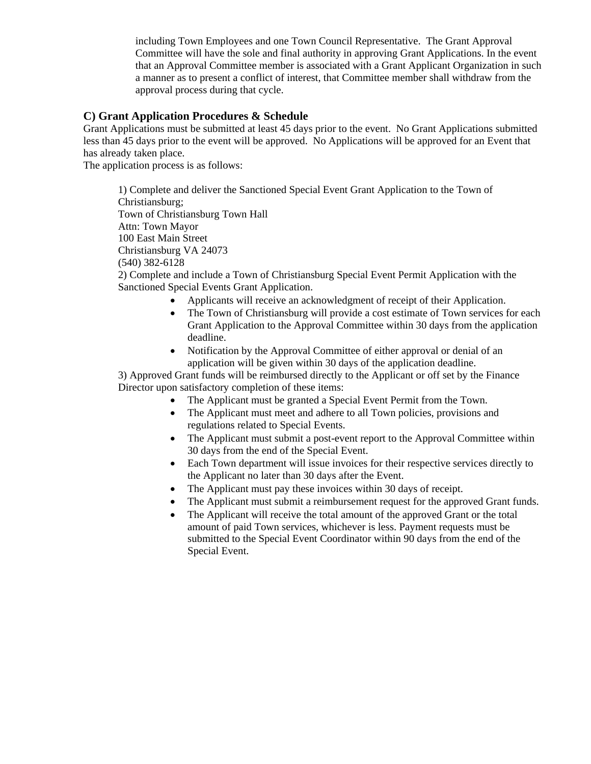including Town Employees and one Town Council Representative. The Grant Approval Committee will have the sole and final authority in approving Grant Applications. In the event that an Approval Committee member is associated with a Grant Applicant Organization in such a manner as to present a conflict of interest, that Committee member shall withdraw from the approval process during that cycle.

### C) Grant Application Procedures & Schedule

Grant Applications must be submitted at least 45 days prior to the event. No Grant Applications submitted less than 45 days prior to the event will be approved. No Applications will be approved for an Event that has already taken place.

The application process is as follows:

1) Complete and deliver the Sanctioned Special Event Grant Application to the Town of Christiansburg;
Town of Christiansburg Town Hall
Attn: Town Mayor
100 East Main Street
Christiansburg VA 24073
(540) 382-6128

2) Complete and include a Town of Christiansburg Special Event Permit Application with the Sanctioned Special Events Grant Application.

- Applicants will receive an acknowledgment of receipt of their Application.
- The Town of Christiansburg will provide a cost estimate of Town services for each Grant Application to the Approval Committee within 30 days from the application deadline.
- Notification by the Approval Committee of either approval or denial of an application will be given within 30 days of the application deadline.

3) Approved Grant funds will be reimbursed directly to the Applicant or off set by the Finance Director upon satisfactory completion of these items:

- The Applicant must be granted a Special Event Permit from the Town.
- The Applicant must meet and adhere to all Town policies, provisions and regulations related to Special Events.
- The Applicant must submit a post-event report to the Approval Committee within 30 days from the end of the Special Event.
- Each Town department will issue invoices for their respective services directly to the Applicant no later than 30 days after the Event.
- The Applicant must pay these invoices within 30 days of receipt.
- The Applicant must submit a reimbursement request for the approved Grant funds.
- The Applicant will receive the total amount of the approved Grant or the total amount of paid Town services, whichever is less. Payment requests must be submitted to the Special Event Coordinator within 90 days from the end of the Special Event.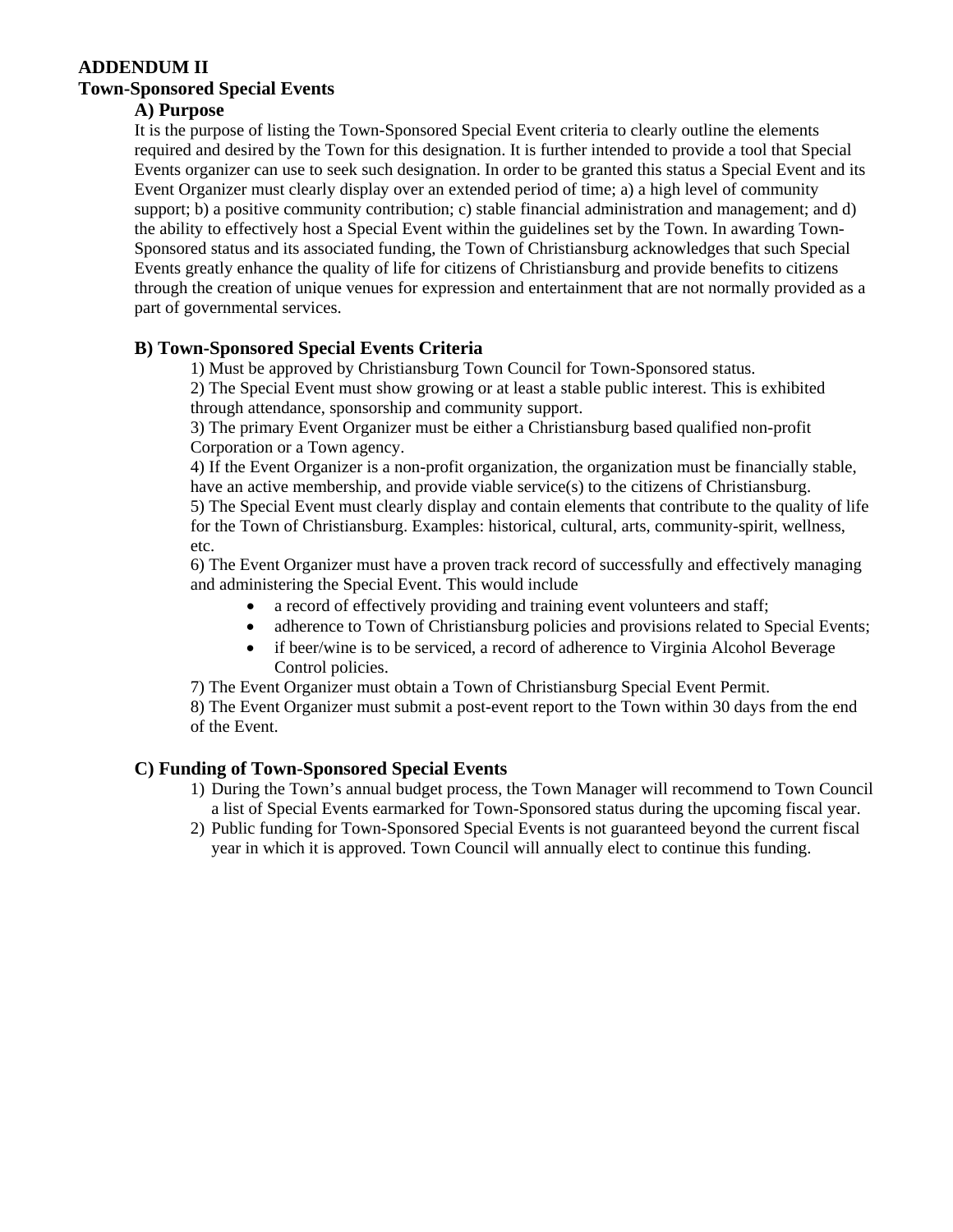# ADDENDUM II

## Town-Sponsored Special Events

### A) Purpose

It is the purpose of listing the Town-Sponsored Special Event criteria to clearly outline the elements required and desired by the Town for this designation. It is further intended to provide a tool that Special Events organizer can use to seek such designation. In order to be granted this status a Special Event and its Event Organizer must clearly display over an extended period of time; a) a high level of community support; b) a positive community contribution; c) stable financial administration and management; and d) the ability to effectively host a Special Event within the guidelines set by the Town. In awarding Town-Sponsored status and its associated funding, the Town of Christiansburg acknowledges that such Special Events greatly enhance the quality of life for citizens of Christiansburg and provide benefits to citizens through the creation of unique venues for expression and entertainment that are not normally provided as a part of governmental services.

### B) Town-Sponsored Special Events Criteria

1) Must be approved by Christiansburg Town Council for Town-Sponsored status.
2) The Special Event must show growing or at least a stable public interest. This is exhibited through attendance, sponsorship and community support.
3) The primary Event Organizer must be either a Christiansburg based qualified non-profit Corporation or a Town agency.
4) If the Event Organizer is a non-profit organization, the organization must be financially stable, have an active membership, and provide viable service(s) to the citizens of Christiansburg.
5) The Special Event must clearly display and contain elements that contribute to the quality of life for the Town of Christiansburg. Examples: historical, cultural, arts, community-spirit, wellness, etc.
6) The Event Organizer must have a proven track record of successfully and effectively managing and administering the Special Event. This would include
   - a record of effectively providing and training event volunteers and staff;
   - adherence to Town of Christiansburg policies and provisions related to Special Events;
   - if beer/wine is to be serviced, a record of adherence to Virginia Alcohol Beverage Control policies.
7) The Event Organizer must obtain a Town of Christiansburg Special Event Permit.
8) The Event Organizer must submit a post-event report to the Town within 30 days from the end of the Event.

### C) Funding of Town-Sponsored Special Events

1) During the Town's annual budget process, the Town Manager will recommend to Town Council a list of Special Events earmarked for Town-Sponsored status during the upcoming fiscal year.
2) Public funding for Town-Sponsored Special Events is not guaranteed beyond the current fiscal year in which it is approved. Town Council will annually elect to continue this funding.